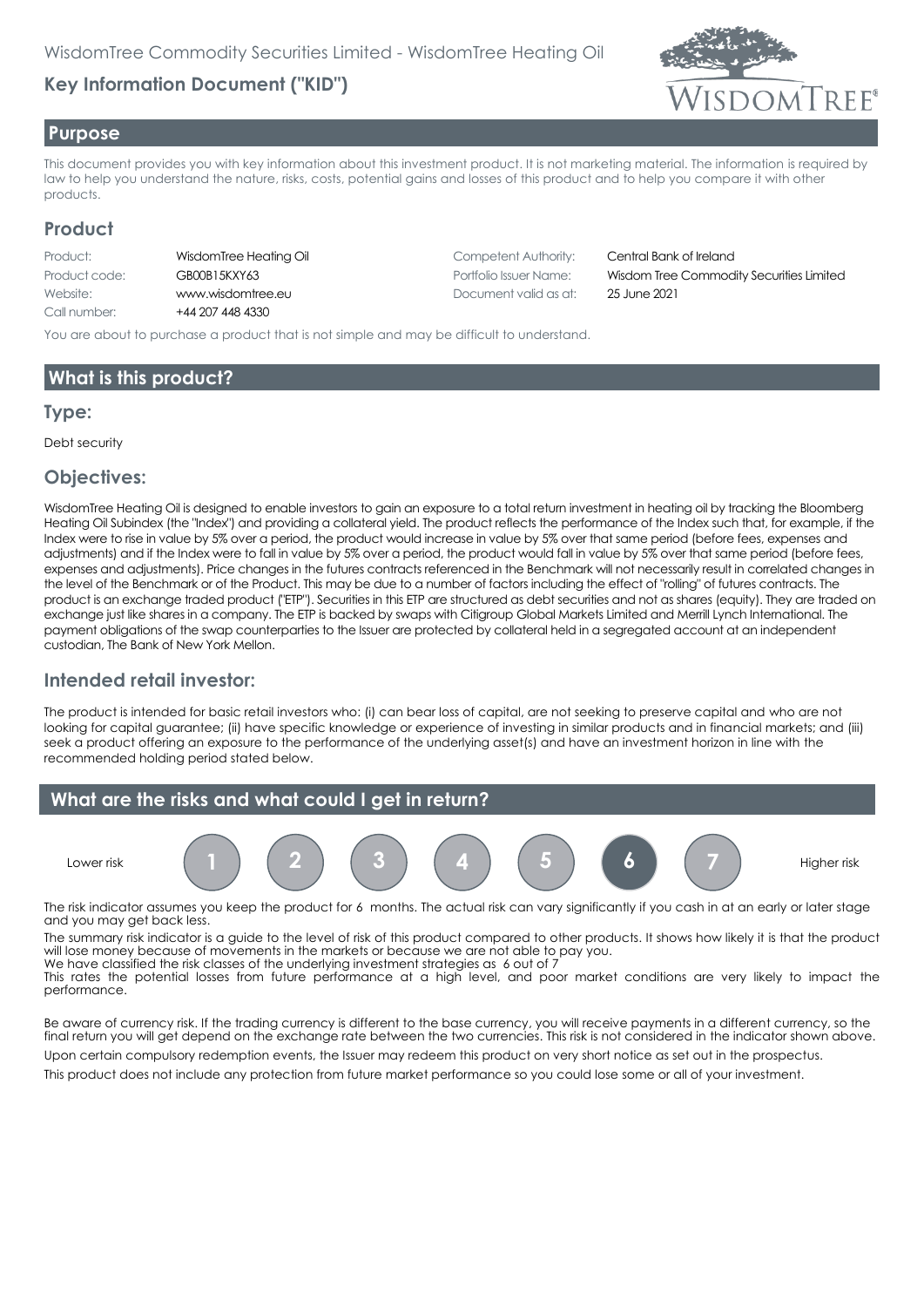WisdomTree Commodity Securities Limited - WisdomTree Heating Oil

## Key Information Document ("KID")

## Purpose

This document provides you with key information about this investment product. It is not marketing material. The information is required by law to help you understand the nature, risks, costs, potential gains and losses of this product and to help you compare it with other products.

## Product

| | | | |
|---|---|---|---|
| Product: | WisdomTree Heating Oil | Competent Authority: | Central Bank of Ireland |
| Product code: | GB00B15KXY63 | Portfolio Issuer Name: | Wisdom Tree Commodity Securities Limited |
| Website: | www.wisdomtree.eu | Document valid as at: | 25 June 2021 |
| Call number: | +44 207 448 4330 | | |

You are about to purchase a product that is not simple and may be difficult to understand.

## What is this product?

### Type:

Debt security

### Objectives:

WisdomTree Heating Oil is designed to enable investors to gain an exposure to a total return investment in heating oil by tracking the Bloomberg Heating Oil Subindex (the "Index") and providing a collateral yield. The product reflects the performance of the Index such that, for example, if the Index were to rise in value by 5% over a period, the product would increase in value by 5% over that same period (before fees, expenses and adjustments) and if the Index were to fall in value by 5% over a period, the product would fall in value by 5% over that same period (before fees, expenses and adjustments). Price changes in the futures contracts referenced in the Benchmark will not necessarily result in correlated changes in the level of the Benchmark or of the Product. This may be due to a number of factors including the effect of "rolling" of futures contracts. The product is an exchange traded product ("ETP"). Securities in this ETP are structured as debt securities and not as shares (equity). They are traded on exchange just like shares in a company. The ETP is backed by swaps with Citigroup Global Markets Limited and Merrill Lynch International. The payment obligations of the swap counterparties to the Issuer are protected by collateral held in a segregated account at an independent custodian, The Bank of New York Mellon.

### Intended retail investor:

The product is intended for basic retail investors who: (i) can bear loss of capital, are not seeking to preserve capital and who are not looking for capital guarantee; (ii) have specific knowledge or experience of investing in similar products and in financial markets; and (iii) seek a product offering an exposure to the performance of the underlying asset(s) and have an investment horizon in line with the recommended holding period stated below.

## What are the risks and what could I get in return?

Lower risk 1 2 3 4 5 **6** 7 Higher risk

The risk indicator assumes you keep the product for 6 months. The actual risk can vary significantly if you cash in at an early or later stage and you may get back less.

The summary risk indicator is a guide to the level of risk of this product compared to other products. It shows how likely it is that the product will lose money because of movements in the markets or because we are not able to pay you.
We have classified the risk classes of the underlying investment strategies as 6 out of 7
This rates the potential losses from future performance at a high level, and poor market conditions are very likely to impact the performance.

Be aware of currency risk. If the trading currency is different to the base currency, you will receive payments in a different currency, so the final return you will get depend on the exchange rate between the two currencies. This risk is not considered in the indicator shown above.

Upon certain compulsory redemption events, the Issuer may redeem this product on very short notice as set out in the prospectus.

This product does not include any protection from future market performance so you could lose some or all of your investment.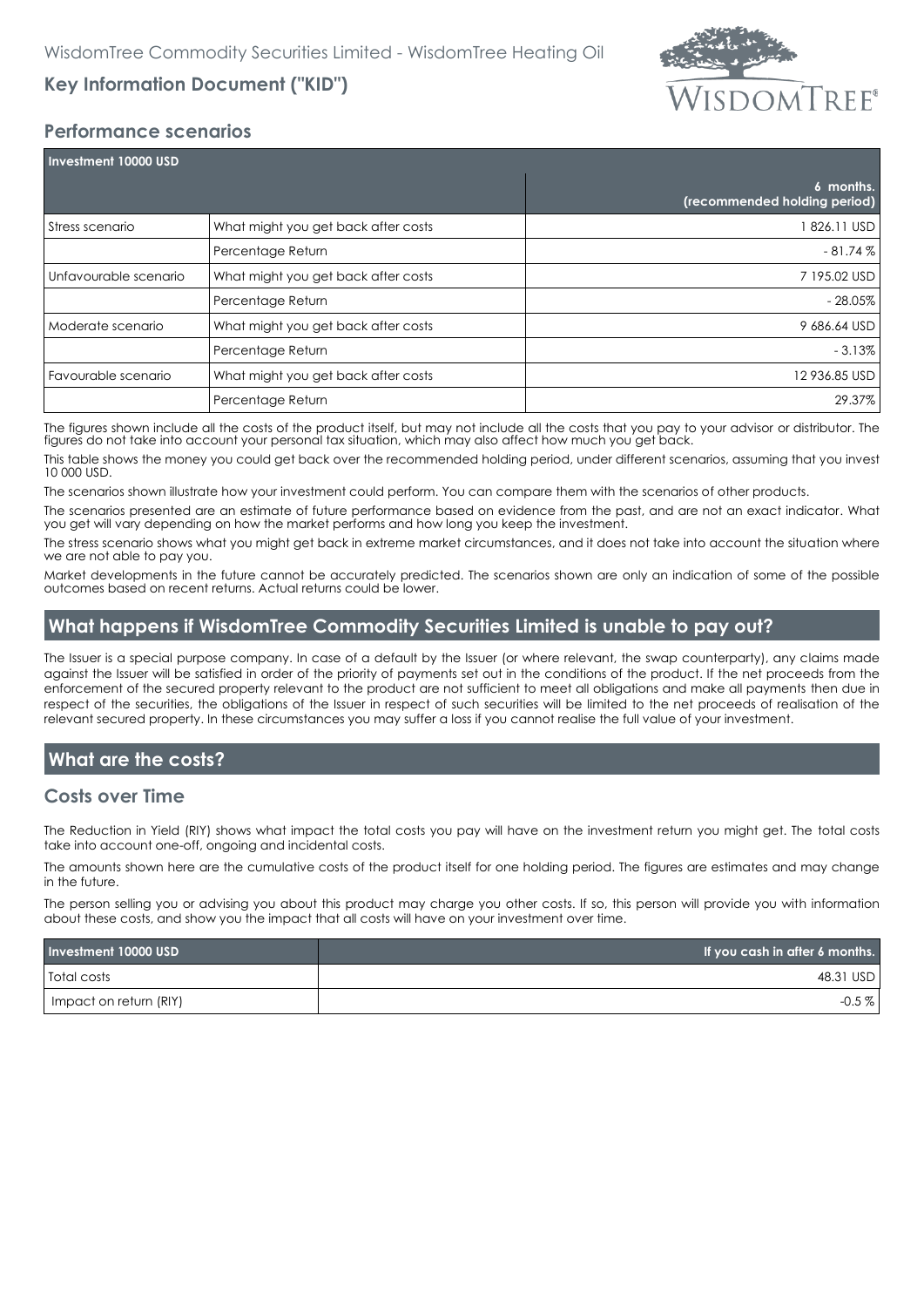## Performance scenarios

| Investment 10000 USD | | 6 months. (recommended holding period) |
|---|---|---|
| Stress scenario | What might you get back after costs | 1 826.11 USD |
| | Percentage Return | - 81.74 % |
| Unfavourable scenario | What might you get back after costs | 7 195.02 USD |
| | Percentage Return | - 28.05% |
| Moderate scenario | What might you get back after costs | 9 686.64 USD |
| | Percentage Return | - 3.13% |
| Favourable scenario | What might you get back after costs | 12 936.85 USD |
| | Percentage Return | 29.37% |

The figures shown include all the costs of the product itself, but may not include all the costs that you pay to your advisor or distributor. The figures do not take into account your personal tax situation, which may also affect how much you get back.

This table shows the money you could get back over the recommended holding period, under different scenarios, assuming that you invest 10 000 USD.

The scenarios shown illustrate how your investment could perform. You can compare them with the scenarios of other products.

The scenarios presented are an estimate of future performance based on evidence from the past, and are not an exact indicator. What you get will vary depending on how the market performs and how long you keep the investment.

The stress scenario shows what you might get back in extreme market circumstances, and it does not take into account the situation where we are not able to pay you.

Market developments in the future cannot be accurately predicted. The scenarios shown are only an indication of some of the possible outcomes based on recent returns. Actual returns could be lower.

## What happens if WisdomTree Commodity Securities Limited is unable to pay out?

The Issuer is a special purpose company. In case of a default by the Issuer (or where relevant, the swap counterparty), any claims made against the Issuer will be satisfied in order of the priority of payments set out in the conditions of the product. If the net proceeds from the enforcement of the secured property relevant to the product are not sufficient to meet all obligations and make all payments then due in respect of the securities, the obligations of the Issuer in respect of such securities will be limited to the net proceeds of realisation of the relevant secured property. In these circumstances you may suffer a loss if you cannot realise the full value of your investment.

## What are the costs?

### Costs over Time

The Reduction in Yield (RIY) shows what impact the total costs you pay will have on the investment return you might get. The total costs take into account one-off, ongoing and incidental costs.

The amounts shown here are the cumulative costs of the product itself for one holding period. The figures are estimates and may change in the future.

The person selling you or advising you about this product may charge you other costs. If so, this person will provide you with information about these costs, and show you the impact that all costs will have on your investment over time.

| Investment 10000 USD | If you cash in after 6 months. |
|---|---|
| Total costs | 48.31 USD |
| Impact on return (RIY) | -0.5 % |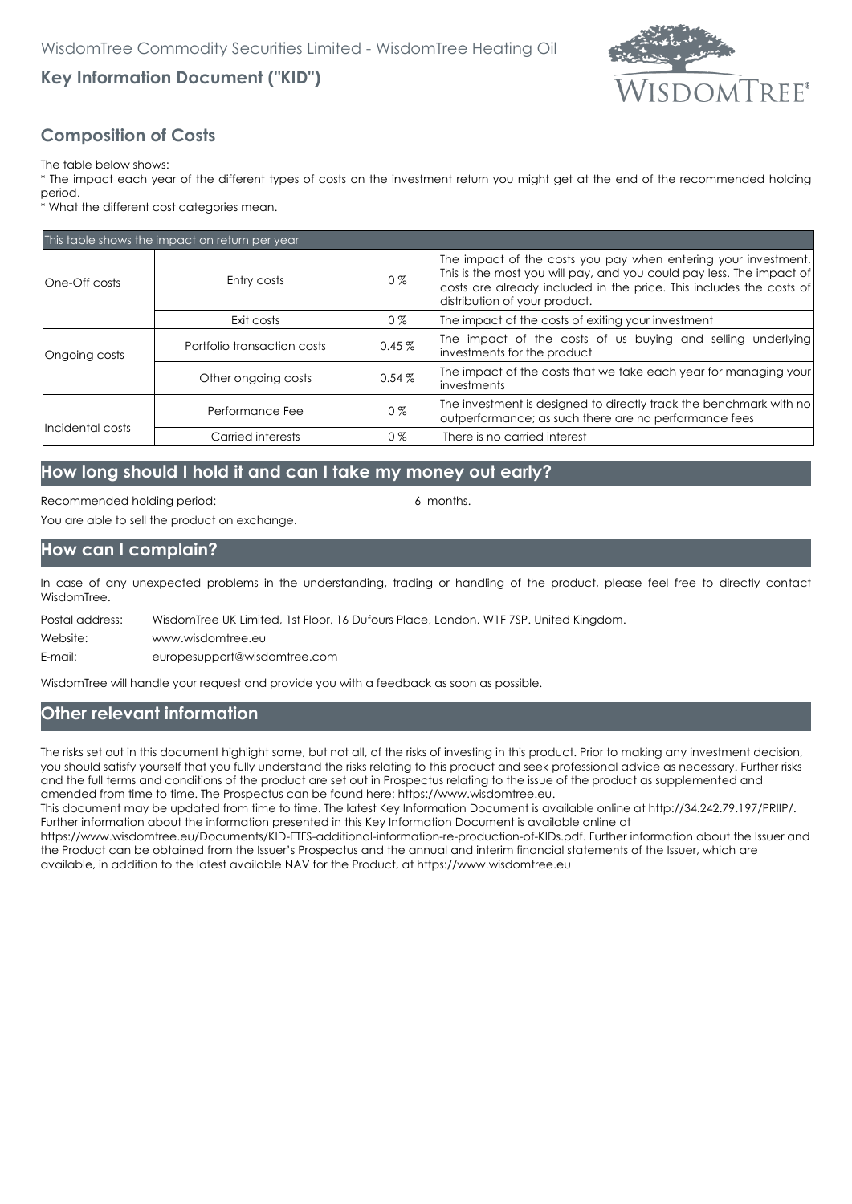## Composition of Costs

The table below shows:

* The impact each year of the different types of costs on the investment return you might get at the end of the recommended holding period.
* What the different cost categories mean.

| This table shows the impact on return per year | | | |
|---|---|---|---|
| One-Off costs | Entry costs | 0 % | The impact of the costs you pay when entering your investment. This is the most you will pay, and you could pay less. The impact of costs are already included in the price. This includes the costs of distribution of your product. |
| | Exit costs | 0 % | The impact of the costs of exiting your investment |
| Ongoing costs | Portfolio transaction costs | 0.45 % | The impact of the costs of us buying and selling underlying investments for the product |
| | Other ongoing costs | 0.54 % | The impact of the costs that we take each year for managing your investments |
| Incidental costs | Performance Fee | 0 % | The investment is designed to directly track the benchmark with no outperformance; as such there are no performance fees |
| | Carried interests | 0 % | There is no carried interest |

## How long should I hold it and can I take my money out early?

Recommended holding period: 6 months.

You are able to sell the product on exchange.

## How can I complain?

In case of any unexpected problems in the understanding, trading or handling of the product, please feel free to directly contact WisdomTree.

Postal address: WisdomTree UK Limited, 1st Floor, 16 Dufours Place, London. W1F 7SP. United Kingdom.

Website: www.wisdomtree.eu

E-mail: europesupport@wisdomtree.com

WisdomTree will handle your request and provide you with a feedback as soon as possible.

## Other relevant information

The risks set out in this document highlight some, but not all, of the risks of investing in this product. Prior to making any investment decision, you should satisfy yourself that you fully understand the risks relating to this product and seek professional advice as necessary. Further risks and the full terms and conditions of the product are set out in Prospectus relating to the issue of the product as supplemented and amended from time to time. The Prospectus can be found here: https://www.wisdomtree.eu.

This document may be updated from time to time. The latest Key Information Document is available online at http://34.242.79.197/PRIIP/. Further information about the information presented in this Key Information Document is available online at https://www.wisdomtree.eu/Documents/KID-ETFS-additional-information-re-production-of-KIDs.pdf. Further information about the Issuer and the Product can be obtained from the Issuer's Prospectus and the annual and interim financial statements of the Issuer, which are available, in addition to the latest available NAV for the Product, at https://www.wisdomtree.eu